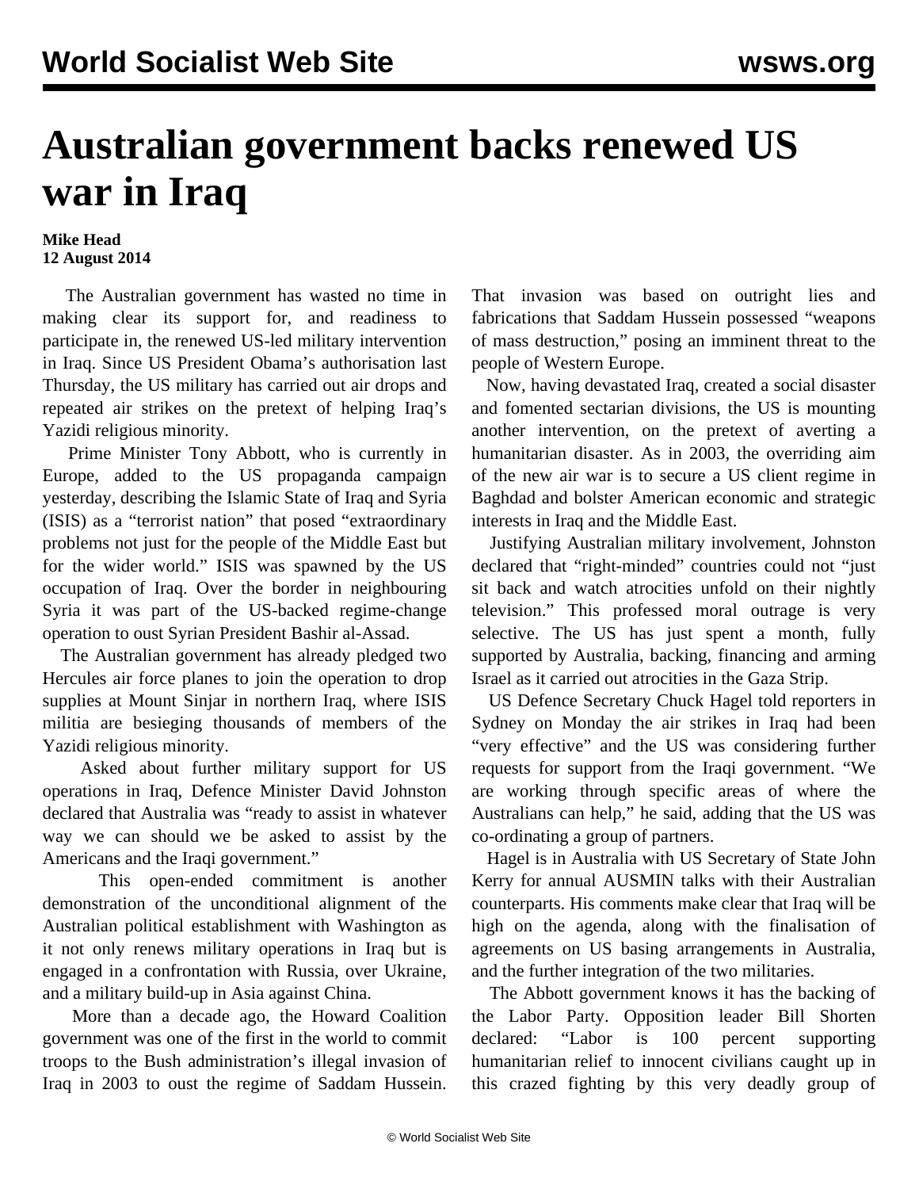# Australian government backs renewed US war in Iraq

**Mike Head**
**12 August 2014**

The Australian government has wasted no time in making clear its support for, and readiness to participate in, the renewed US-led military intervention in Iraq. Since US President Obama's authorisation last Thursday, the US military has carried out air drops and repeated air strikes on the pretext of helping Iraq's Yazidi religious minority.

Prime Minister Tony Abbott, who is currently in Europe, added to the US propaganda campaign yesterday, describing the Islamic State of Iraq and Syria (ISIS) as a "terrorist nation" that posed "extraordinary problems not just for the people of the Middle East but for the wider world." ISIS was spawned by the US occupation of Iraq. Over the border in neighbouring Syria it was part of the US-backed regime-change operation to oust Syrian President Bashir al-Assad.

The Australian government has already pledged two Hercules air force planes to join the operation to drop supplies at Mount Sinjar in northern Iraq, where ISIS militia are besieging thousands of members of the Yazidi religious minority.

Asked about further military support for US operations in Iraq, Defence Minister David Johnston declared that Australia was "ready to assist in whatever way we can should we be asked to assist by the Americans and the Iraqi government."

This open-ended commitment is another demonstration of the unconditional alignment of the Australian political establishment with Washington as it not only renews military operations in Iraq but is engaged in a confrontation with Russia, over Ukraine, and a military build-up in Asia against China.

More than a decade ago, the Howard Coalition government was one of the first in the world to commit troops to the Bush administration's illegal invasion of Iraq in 2003 to oust the regime of Saddam Hussein. That invasion was based on outright lies and fabrications that Saddam Hussein possessed "weapons of mass destruction," posing an imminent threat to the people of Western Europe.

Now, having devastated Iraq, created a social disaster and fomented sectarian divisions, the US is mounting another intervention, on the pretext of averting a humanitarian disaster. As in 2003, the overriding aim of the new air war is to secure a US client regime in Baghdad and bolster American economic and strategic interests in Iraq and the Middle East.

Justifying Australian military involvement, Johnston declared that "right-minded" countries could not "just sit back and watch atrocities unfold on their nightly television." This professed moral outrage is very selective. The US has just spent a month, fully supported by Australia, backing, financing and arming Israel as it carried out atrocities in the Gaza Strip.

US Defence Secretary Chuck Hagel told reporters in Sydney on Monday the air strikes in Iraq had been "very effective" and the US was considering further requests for support from the Iraqi government. "We are working through specific areas of where the Australians can help," he said, adding that the US was co-ordinating a group of partners.

Hagel is in Australia with US Secretary of State John Kerry for annual AUSMIN talks with their Australian counterparts. His comments make clear that Iraq will be high on the agenda, along with the finalisation of agreements on US basing arrangements in Australia, and the further integration of the two militaries.

The Abbott government knows it has the backing of the Labor Party. Opposition leader Bill Shorten declared: "Labor is 100 percent supporting humanitarian relief to innocent civilians caught up in this crazed fighting by this very deadly group of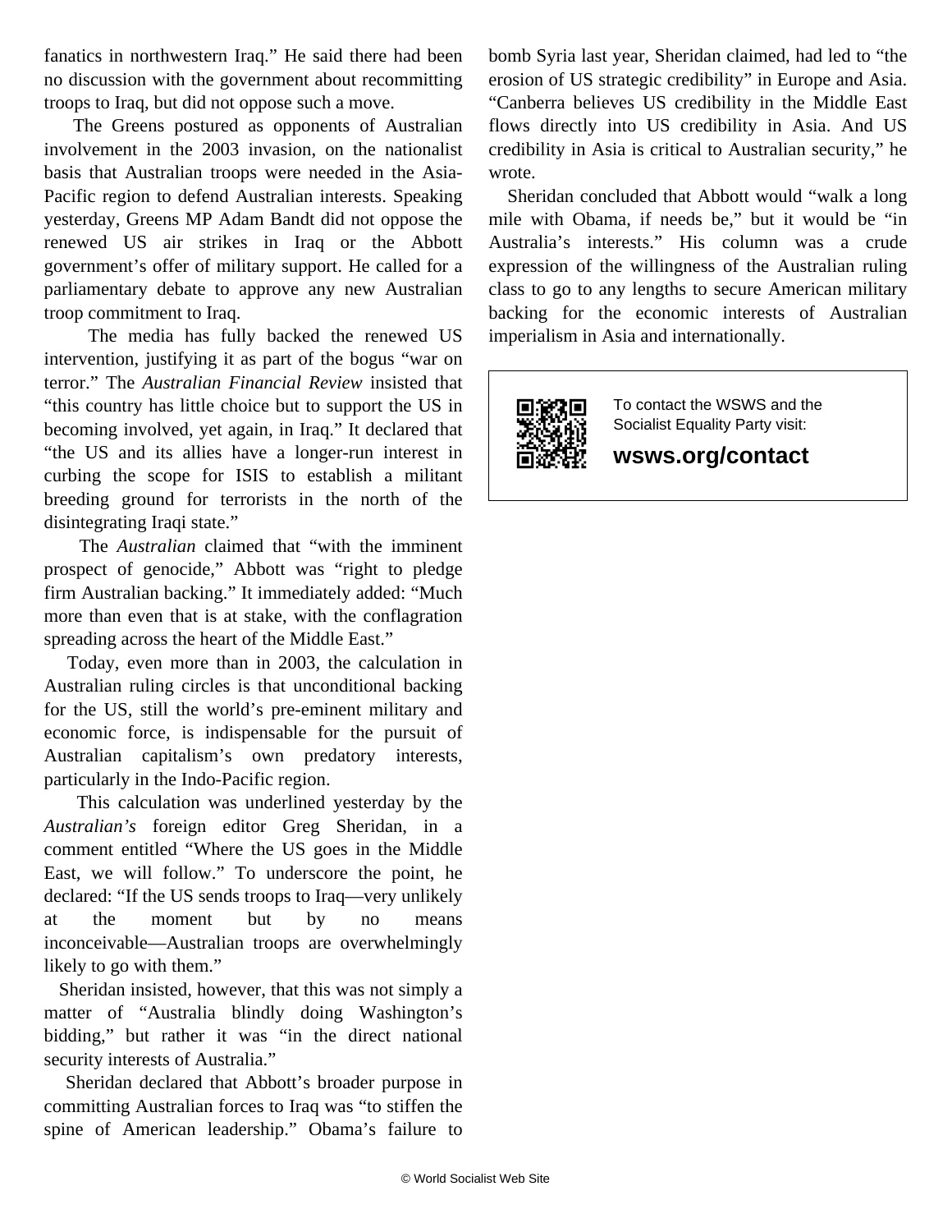fanatics in northwestern Iraq." He said there had been no discussion with the government about recommitting troops to Iraq, but did not oppose such a move.

The Greens postured as opponents of Australian involvement in the 2003 invasion, on the nationalist basis that Australian troops were needed in the Asia-Pacific region to defend Australian interests. Speaking yesterday, Greens MP Adam Bandt did not oppose the renewed US air strikes in Iraq or the Abbott government's offer of military support. He called for a parliamentary debate to approve any new Australian troop commitment to Iraq.

The media has fully backed the renewed US intervention, justifying it as part of the bogus "war on terror." The *Australian Financial Review* insisted that "this country has little choice but to support the US in becoming involved, yet again, in Iraq." It declared that "the US and its allies have a longer-run interest in curbing the scope for ISIS to establish a militant breeding ground for terrorists in the north of the disintegrating Iraqi state."

The *Australian* claimed that "with the imminent prospect of genocide," Abbott was "right to pledge firm Australian backing." It immediately added: "Much more than even that is at stake, with the conflagration spreading across the heart of the Middle East."

Today, even more than in 2003, the calculation in Australian ruling circles is that unconditional backing for the US, still the world's pre-eminent military and economic force, is indispensable for the pursuit of Australian capitalism's own predatory interests, particularly in the Indo-Pacific region.

This calculation was underlined yesterday by the *Australian's* foreign editor Greg Sheridan, in a comment entitled "Where the US goes in the Middle East, we will follow." To underscore the point, he declared: "If the US sends troops to Iraq—very unlikely at the moment but by no means inconceivable—Australian troops are overwhelmingly likely to go with them."

Sheridan insisted, however, that this was not simply a matter of "Australia blindly doing Washington's bidding," but rather it was "in the direct national security interests of Australia."

Sheridan declared that Abbott's broader purpose in committing Australian forces to Iraq was "to stiffen the spine of American leadership." Obama's failure to bomb Syria last year, Sheridan claimed, had led to "the erosion of US strategic credibility" in Europe and Asia. "Canberra believes US credibility in the Middle East flows directly into US credibility in Asia. And US credibility in Asia is critical to Australian security," he wrote.

Sheridan concluded that Abbott would "walk a long mile with Obama, if needs be," but it would be "in Australia's interests." His column was a crude expression of the willingness of the Australian ruling class to go to any lengths to secure American military backing for the economic interests of Australian imperialism in Asia and internationally.

To contact the WSWS and the Socialist Equality Party visit:

**wsws.org/contact**